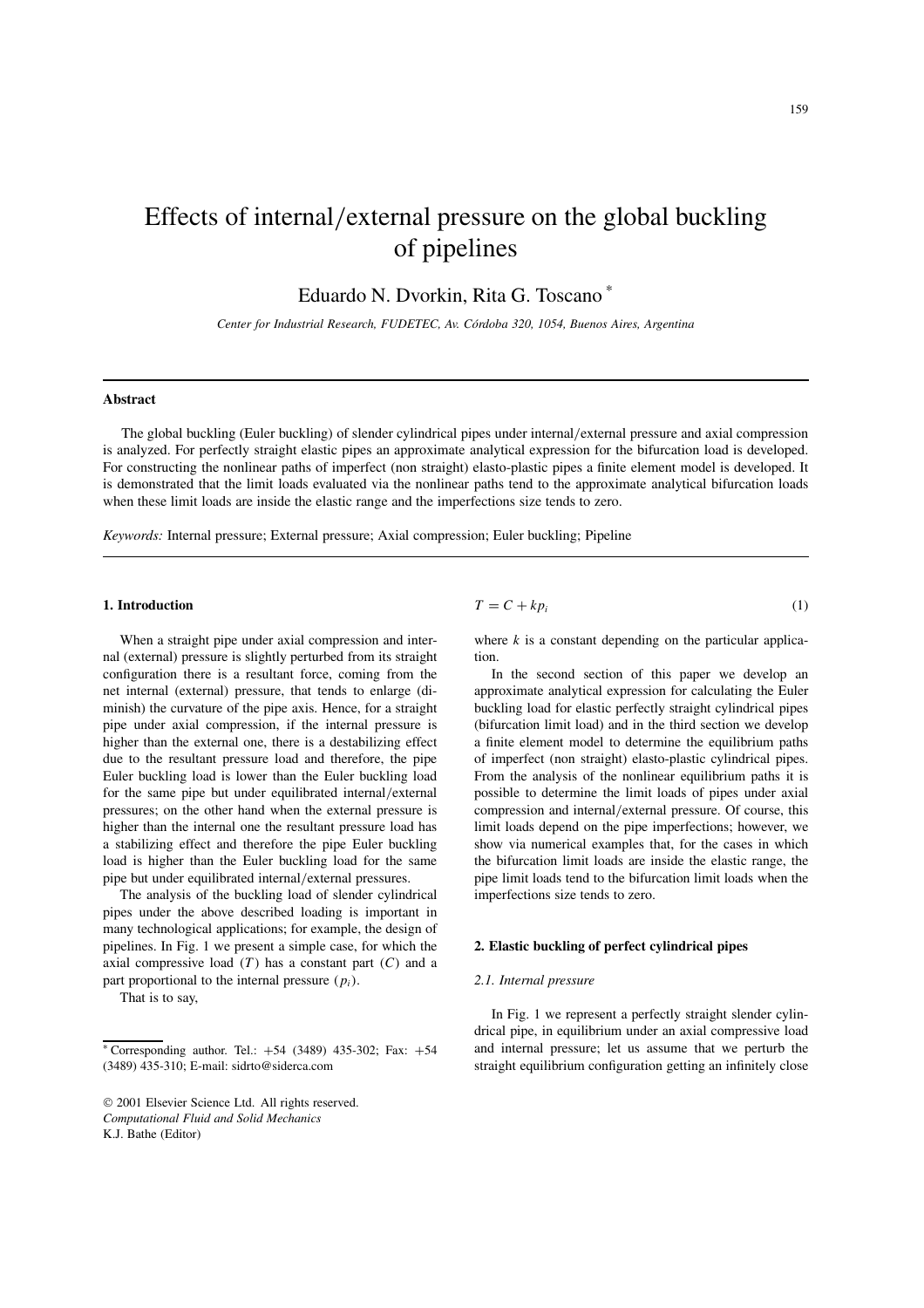# Effects of internal/external pressure on the global buckling of pipelines

Eduardo N. Dvorkin, Rita G. Toscano *

*Center for Industrial Research, FUDETEC, Av. Córdoba 320, 1054, Buenos Aires, Argentina*

## Abstract

The global buckling (Euler buckling) of slender cylindrical pipes under internal/external pressure and axial compression is analyzed. For perfectly straight elastic pipes an approximate analytical expression for the bifurcation load is developed. For constructing the nonlinear paths of imperfect (non straight) elasto-plastic pipes a finite element model is developed. It is demonstrated that the limit loads evaluated via the nonlinear paths tend to the approximate analytical bifurcation loads when these limit loads are inside the elastic range and the imperfections size tends to zero.

*Keywords:* Internal pressure; External pressure; Axial compression; Euler buckling; Pipeline

## 1. Introduction

When a straight pipe under axial compression and internal (external) pressure is slightly perturbed from its straight configuration there is a resultant force, coming from the net internal (external) pressure, that tends to enlarge (diminish) the curvature of the pipe axis. Hence, for a straight pipe under axial compression, if the internal pressure is higher than the external one, there is a destabilizing effect due to the resultant pressure load and therefore, the pipe Euler buckling load is lower than the Euler buckling load for the same pipe but under equilibrated internal/external pressures; on the other hand when the external pressure is higher than the internal one the resultant pressure load has a stabilizing effect and therefore the pipe Euler buckling load is higher than the Euler buckling load for the same pipe but under equilibrated internal/external pressures.

The analysis of the buckling load of slender cylindrical pipes under the above described loading is important in many technological applications; for example, the design of pipelines. In Fig. 1 we present a simple case, for which the axial compressive load ($T$) has a constant part ($C$) and a part proportional to the internal pressure ($p_i$).

That is to say,

$$T = C + kp_i \tag{1}$$

where $k$ is a constant depending on the particular application.

In the second section of this paper we develop an approximate analytical expression for calculating the Euler buckling load for elastic perfectly straight cylindrical pipes (bifurcation limit load) and in the third section we develop a finite element model to determine the equilibrium paths of imperfect (non straight) elasto-plastic cylindrical pipes. From the analysis of the nonlinear equilibrium paths it is possible to determine the limit loads of pipes under axial compression and internal/external pressure. Of course, this limit loads depend on the pipe imperfections; however, we show via numerical examples that, for the cases in which the bifurcation limit loads are inside the elastic range, the pipe limit loads tend to the bifurcation limit loads when the imperfections size tends to zero.

## 2. Elastic buckling of perfect cylindrical pipes

### 2.1. Internal pressure

In Fig. 1 we represent a perfectly straight slender cylindrical pipe, in equilibrium under an axial compressive load and internal pressure; let us assume that we perturb the straight equilibrium configuration getting an infinitely close

* Corresponding author. Tel.: +54 (3489) 435-302; Fax: +54 (3489) 435-310; E-mail: sidrto@siderca.com

© 2001 Elsevier Science Ltd. All rights reserved.
*Computational Fluid and Solid Mechanics*
K.J. Bathe (Editor)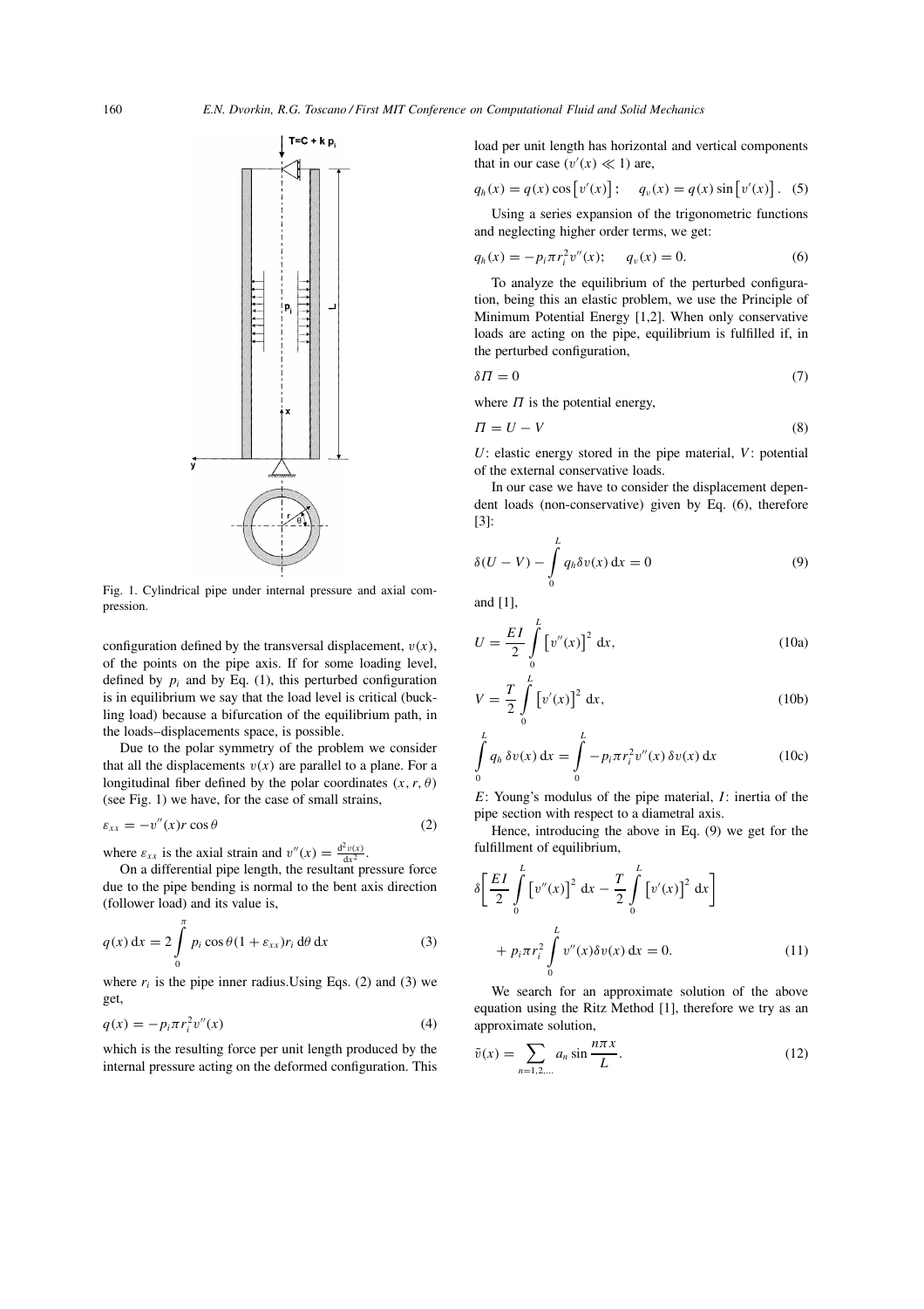Fig. 1. Cylindrical pipe under internal pressure and axial compression.

configuration defined by the transversal displacement, $v(x)$, of the points on the pipe axis. If for some loading level, defined by $p_i$ and by Eq. (1), this perturbed configuration is in equilibrium we say that the load level is critical (buckling load) because a bifurcation of the equilibrium path, in the loads–displacements space, is possible.

Due to the polar symmetry of the problem we consider that all the displacements $v(x)$ are parallel to a plane. For a longitudinal fiber defined by the polar coordinates $(x, r, \theta)$ (see Fig. 1) we have, for the case of small strains,

$$\varepsilon_{xx} = -v''(x) r \cos\theta \tag{2}$$

where $\varepsilon_{xx}$ is the axial strain and $v''(x) = \frac{\mathrm{d}^2 v(x)}{\mathrm{d}x^2}$.

On a differential pipe length, the resultant pressure force due to the pipe bending is normal to the bent axis direction (follower load) and its value is,

$$q(x)\,\mathrm{d}x = 2\int_0^{\pi} p_i \cos\theta (1 + \varepsilon_{xx}) r_i \,\mathrm{d}\theta\,\mathrm{d}x \tag{3}$$

where $r_i$ is the pipe inner radius.Using Eqs. (2) and (3) we get,

$$q(x) = -p_i \pi r_i^2 v''(x) \tag{4}$$

which is the resulting force per unit length produced by the internal pressure acting on the deformed configuration. This load per unit length has horizontal and vertical components that in our case ($v'(x) \ll 1$) are,

$$q_h(x) = q(x)\cos\left[v'(x)\right]; \quad q_v(x) = q(x)\sin\left[v'(x)\right]. \tag{5}$$

Using a series expansion of the trigonometric functions and neglecting higher order terms, we get:

$$q_h(x) = -p_i \pi r_i^2 v''(x); \quad q_v(x) = 0. \tag{6}$$

To analyze the equilibrium of the perturbed configuration, being this an elastic problem, we use the Principle of Minimum Potential Energy [1,2]. When only conservative loads are acting on the pipe, equilibrium is fulfilled if, in the perturbed configuration,

$$\delta \Pi = 0 \tag{7}$$

where $\Pi$ is the potential energy,

$$\Pi = U - V \tag{8}$$

$U$: elastic energy stored in the pipe material, $V$: potential of the external conservative loads.

In our case we have to consider the displacement dependent loads (non-conservative) given by Eq. (6), therefore [3]:

$$\delta(U - V) - \int_0^L q_h \delta v(x)\,\mathrm{d}x = 0 \tag{9}$$

and [1],

$$U = \frac{EI}{2}\int_0^L \left[v''(x)\right]^2 \mathrm{d}x, \tag{10a}$$

$$V = \frac{T}{2}\int_0^L \left[v'(x)\right]^2 \mathrm{d}x, \tag{10b}$$

$$\int_0^L q_h\,\delta v(x)\,\mathrm{d}x = \int_0^L -p_i \pi r_i^2 v''(x)\,\delta v(x)\,\mathrm{d}x \tag{10c}$$

$E$: Young's modulus of the pipe material, $I$: inertia of the pipe section with respect to a diametral axis.

Hence, introducing the above in Eq. (9) we get for the fulfillment of equilibrium,

$$\delta\left[\frac{EI}{2}\int_0^L \left[v''(x)\right]^2 \mathrm{d}x - \frac{T}{2}\int_0^L \left[v'(x)\right]^2 \mathrm{d}x\right] + p_i \pi r_i^2 \int_0^L v''(x)\delta v(x)\,\mathrm{d}x = 0. \tag{11}$$

We search for an approximate solution of the above equation using the Ritz Method [1], therefore we try as an approximate solution,

$$\tilde{v}(x) = \sum_{n=1,2,\ldots} a_n \sin\frac{n\pi x}{L}. \tag{12}$$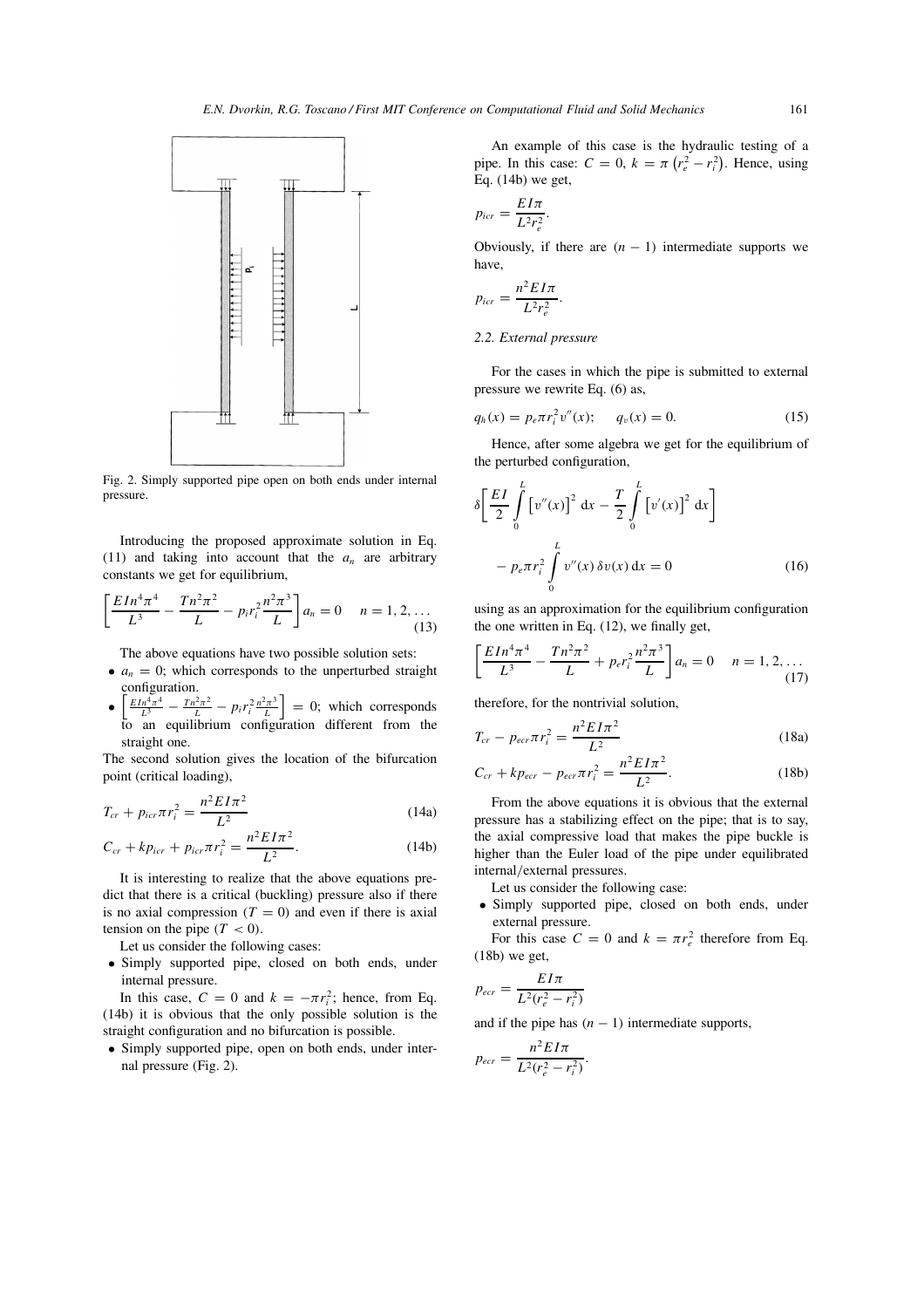Fig. 2. Simply supported pipe open on both ends under internal pressure.

Introducing the proposed approximate solution in Eq. (11) and taking into account that the $a_n$ are arbitrary constants we get for equilibrium,

$$\left[\frac{EIn^4\pi^4}{L^3} - \frac{Tn^2\pi^2}{L} - p_i r_i^2 \frac{n^2\pi^3}{L}\right] a_n = 0 \quad n = 1, 2, \ldots \tag{13}$$

The above equations have two possible solution sets:

- $a_n = 0$; which corresponds to the unperturbed straight configuration.
- $\left[\frac{EIn^4\pi^4}{L^3} - \frac{Tn^2\pi^2}{L} - p_i r_i^2 \frac{n^2\pi^3}{L}\right] = 0$; which corresponds to an equilibrium configuration different from the straight one.

The second solution gives the location of the bifurcation point (critical loading),

$$T_{cr} + p_{icr}\pi r_i^2 = \frac{n^2 EI\pi^2}{L^2} \tag{14a}$$

$$C_{cr} + kp_{icr} + p_{icr}\pi r_i^2 = \frac{n^2 EI\pi^2}{L^2}. \tag{14b}$$

It is interesting to realize that the above equations predict that there is a critical (buckling) pressure also if there is no axial compression ($T = 0$) and even if there is axial tension on the pipe ($T < 0$).

Let us consider the following cases:

- Simply supported pipe, closed on both ends, under internal pressure.

In this case, $C = 0$ and $k = -\pi r_i^2$; hence, from Eq. (14b) it is obvious that the only possible solution is the straight configuration and no bifurcation is possible.

- Simply supported pipe, open on both ends, under internal pressure (Fig. 2).

An example of this case is the hydraulic testing of a pipe. In this case: $C = 0$, $k = \pi\left(r_e^2 - r_i^2\right)$. Hence, using Eq. (14b) we get,

$$p_{icr} = \frac{EI\pi}{L^2 r_e^2}.$$

Obviously, if there are $(n-1)$ intermediate supports we have,

$$p_{icr} = \frac{n^2 EI\pi}{L^2 r_e^2}.$$

### 2.2. External pressure

For the cases in which the pipe is submitted to external pressure we rewrite Eq. (6) as,

$$q_h(x) = p_e \pi r_i^2 v''(x); \quad q_v(x) = 0. \tag{15}$$

Hence, after some algebra we get for the equilibrium of the perturbed configuration,

$$\delta\left[\frac{EI}{2}\int_0^L \left[v''(x)\right]^2 \,\mathrm{d}x - \frac{T}{2}\int_0^L \left[v'(x)\right]^2 \,\mathrm{d}x\right] - p_e \pi r_i^2 \int_0^L v''(x)\,\delta v(x)\,\mathrm{d}x = 0 \tag{16}$$

using as an approximation for the equilibrium configuration the one written in Eq. (12), we finally get,

$$\left[\frac{EIn^4\pi^4}{L^3} - \frac{Tn^2\pi^2}{L} + p_e r_i^2 \frac{n^2\pi^3}{L}\right] a_n = 0 \quad n = 1, 2, \ldots \tag{17}$$

therefore, for the nontrivial solution,

$$T_{cr} - p_{ecr}\pi r_i^2 = \frac{n^2 EI\pi^2}{L^2} \tag{18a}$$

$$C_{cr} + kp_{ecr} - p_{ecr}\pi r_i^2 = \frac{n^2 EI\pi^2}{L^2}. \tag{18b}$$

From the above equations it is obvious that the external pressure has a stabilizing effect on the pipe; that is to say, the axial compressive load that makes the pipe buckle is higher than the Euler load of the pipe under equilibrated internal/external pressures.

Let us consider the following case:

- Simply supported pipe, closed on both ends, under external pressure.

For this case $C = 0$ and $k = \pi r_e^2$ therefore from Eq. (18b) we get,

$$p_{ecr} = \frac{EI\pi}{L^2(r_e^2 - r_i^2)}$$

and if the pipe has $(n-1)$ intermediate supports,

$$p_{ecr} = \frac{n^2 EI\pi}{L^2(r_e^2 - r_i^2)}.$$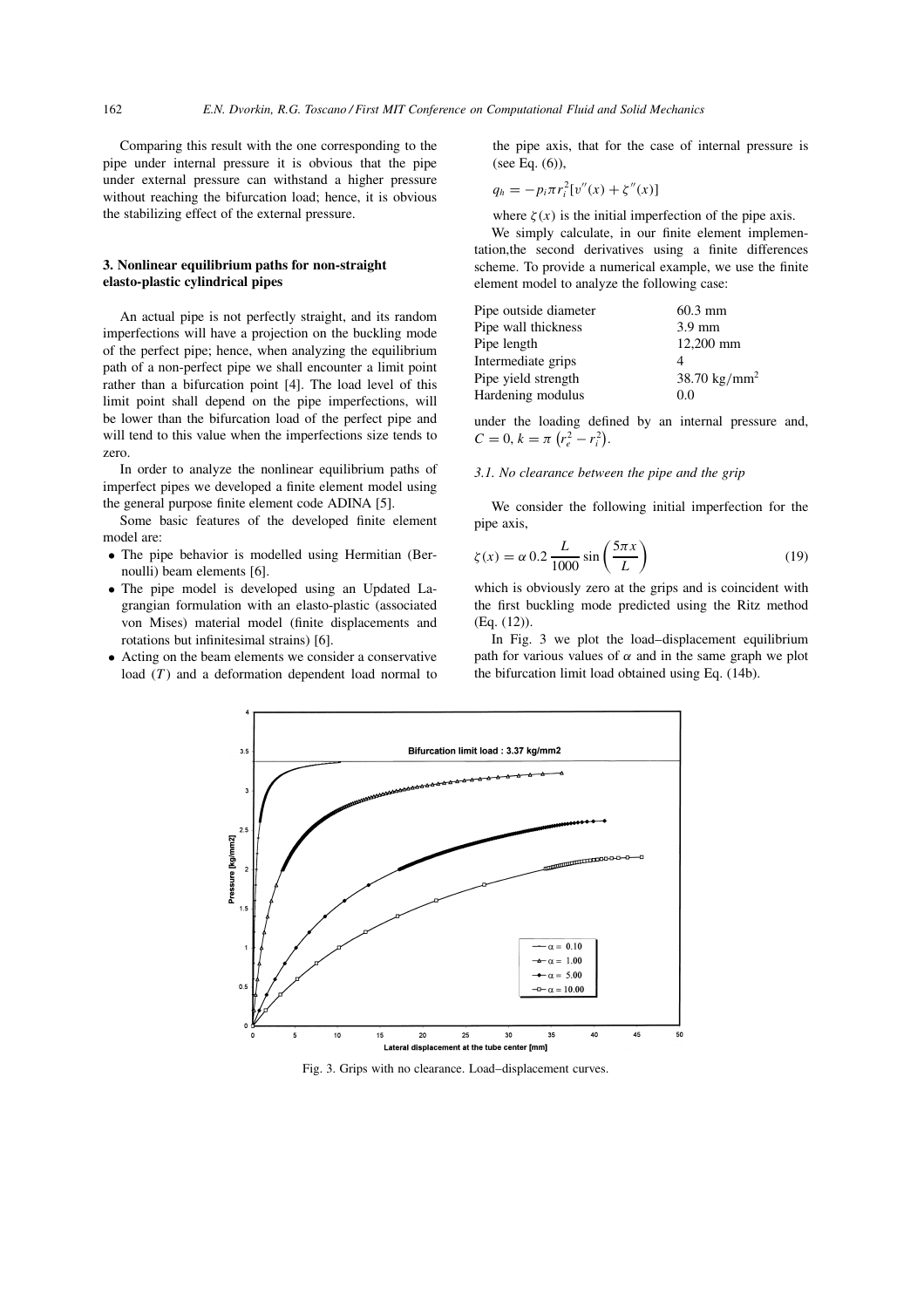Comparing this result with the one corresponding to the pipe under internal pressure it is obvious that the pipe under external pressure can withstand a higher pressure without reaching the bifurcation load; hence, it is obvious the stabilizing effect of the external pressure.

## 3. Nonlinear equilibrium paths for non-straight elasto-plastic cylindrical pipes

An actual pipe is not perfectly straight, and its random imperfections will have a projection on the buckling mode of the perfect pipe; hence, when analyzing the equilibrium path of a non-perfect pipe we shall encounter a limit point rather than a bifurcation point [4]. The load level of this limit point shall depend on the pipe imperfections, will be lower than the bifurcation load of the perfect pipe and will tend to this value when the imperfections size tends to zero.

In order to analyze the nonlinear equilibrium paths of imperfect pipes we developed a finite element model using the general purpose finite element code ADINA [5].

Some basic features of the developed finite element model are:

- The pipe behavior is modelled using Hermitian (Bernoulli) beam elements [6].
- The pipe model is developed using an Updated Lagrangian formulation with an elasto-plastic (associated von Mises) material model (finite displacements and rotations but infinitesimal strains) [6].
- Acting on the beam elements we consider a conservative load ($T$) and a deformation dependent load normal to the pipe axis, that for the case of internal pressure is (see Eq. (6)),

$$q_h = -p_i \pi r_i^2 [v''(x) + \zeta''(x)]$$

where $\zeta(x)$ is the initial imperfection of the pipe axis.

We simply calculate, in our finite element implementation,the second derivatives using a finite differences scheme. To provide a numerical example, we use the finite element model to analyze the following case:

| | |
|---|---|
| Pipe outside diameter | 60.3 mm |
| Pipe wall thickness | 3.9 mm |
| Pipe length | 12,200 mm |
| Intermediate grips | 4 |
| Pipe yield strength | 38.70 kg/mm$^2$ |
| Hardening modulus | 0.0 |

under the loading defined by an internal pressure and, $C = 0$, $k = \pi \left(r_e^2 - r_i^2\right)$.

### 3.1. No clearance between the pipe and the grip

We consider the following initial imperfection for the pipe axis,

$$\zeta(x) = \alpha\, 0.2 \frac{L}{1000} \sin\left(\frac{5\pi x}{L}\right) \tag{19}$$

which is obviously zero at the grips and is coincident with the first buckling mode predicted using the Ritz method (Eq. (12)).

In Fig. 3 we plot the load–displacement equilibrium path for various values of $\alpha$ and in the same graph we plot the bifurcation limit load obtained using Eq. (14b).

Bifurcation limit load : 3.37 kg/mm2

Pressure [kg/mm2]

Lateral displacement at the tube center [mm]

α = 0.10
α = 1.00
α = 5.00
α = 10.00

Fig. 3. Grips with no clearance. Load–displacement curves.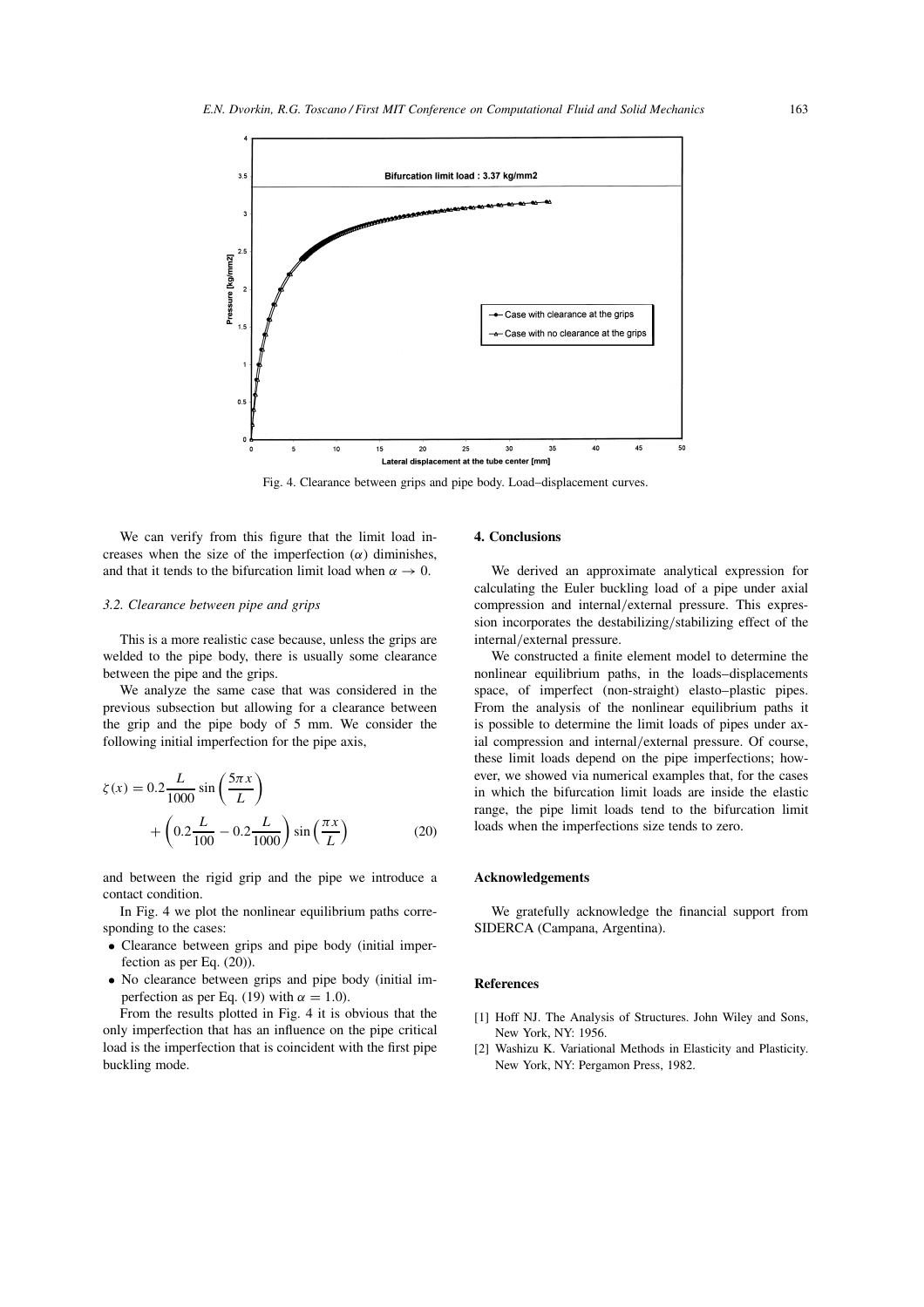Bifurcation limit load : 3.37 kg/mm2

Pressure [kg/mm2]

Lateral displacement at the tube center [mm]

Case with clearance at the grips

Case with no clearance at the grips

0
0.5
1
1.5
2
2.5
3
3.5
4

0
5
10
15
20
25
30
35
40
45
50

Fig. 4. Clearance between grips and pipe body. Load–displacement curves.

We can verify from this figure that the limit load increases when the size of the imperfection ($\alpha$) diminishes, and that it tends to the bifurcation limit load when $\alpha \to 0$.

### 3.2. Clearance between pipe and grips

This is a more realistic case because, unless the grips are welded to the pipe body, there is usually some clearance between the pipe and the grips.

We analyze the same case that was considered in the previous subsection but allowing for a clearance between the grip and the pipe body of 5 mm. We consider the following initial imperfection for the pipe axis,

$$\zeta(x) = 0.2\frac{L}{1000}\sin\left(\frac{5\pi x}{L}\right) + \left(0.2\frac{L}{100} - 0.2\frac{L}{1000}\right)\sin\left(\frac{\pi x}{L}\right) \tag{20}$$

and between the rigid grip and the pipe we introduce a contact condition.

In Fig. 4 we plot the nonlinear equilibrium paths corresponding to the cases:

- Clearance between grips and pipe body (initial imperfection as per Eq. (20)).
- No clearance between grips and pipe body (initial imperfection as per Eq. (19) with $\alpha = 1.0$).

From the results plotted in Fig. 4 it is obvious that the only imperfection that has an influence on the pipe critical load is the imperfection that is coincident with the first pipe buckling mode.

## 4. Conclusions

We derived an approximate analytical expression for calculating the Euler buckling load of a pipe under axial compression and internal/external pressure. This expression incorporates the destabilizing/stabilizing effect of the internal/external pressure.

We constructed a finite element model to determine the nonlinear equilibrium paths, in the loads–displacements space, of imperfect (non-straight) elasto–plastic pipes. From the analysis of the nonlinear equilibrium paths it is possible to determine the limit loads of pipes under axial compression and internal/external pressure. Of course, these limit loads depend on the pipe imperfections; however, we showed via numerical examples that, for the cases in which the bifurcation limit loads are inside the elastic range, the pipe limit loads tend to the bifurcation limit loads when the imperfections size tends to zero.

## Acknowledgements

We gratefully acknowledge the financial support from SIDERCA (Campana, Argentina).

## References

[1] Hoff NJ. The Analysis of Structures. John Wiley and Sons, New York, NY: 1956.

[2] Washizu K. Variational Methods in Elasticity and Plasticity. New York, NY: Pergamon Press, 1982.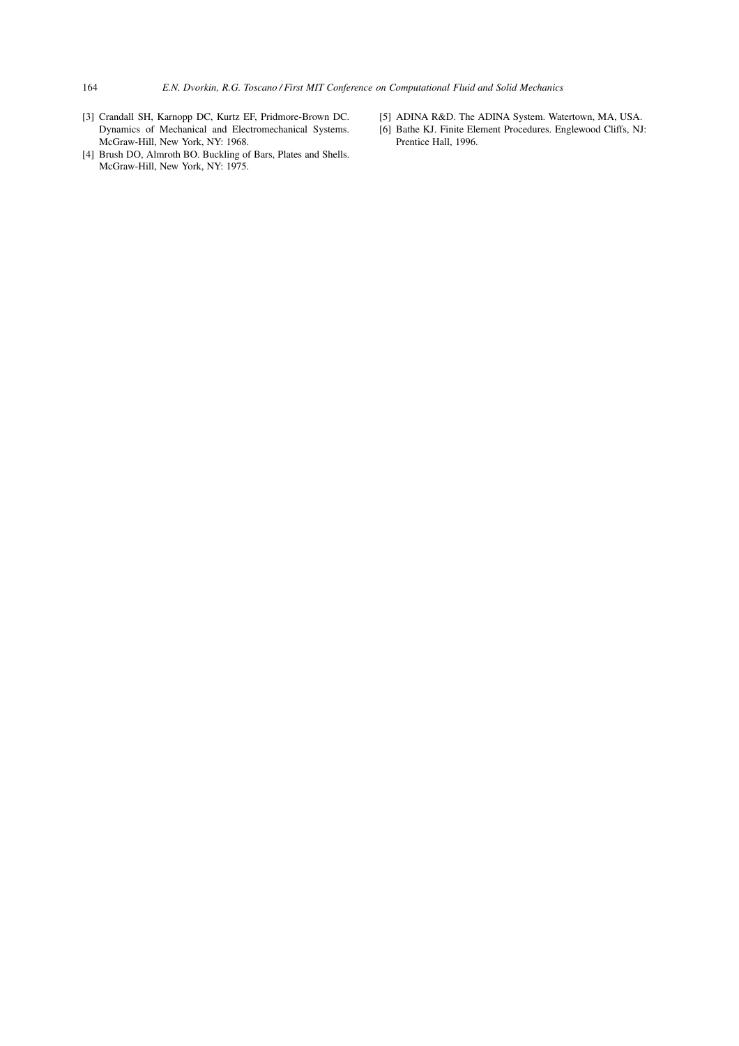[3] Crandall SH, Karnopp DC, Kurtz EF, Pridmore-Brown DC. Dynamics of Mechanical and Electromechanical Systems. McGraw-Hill, New York, NY: 1968.

[4] Brush DO, Almroth BO. Buckling of Bars, Plates and Shells. McGraw-Hill, New York, NY: 1975.

[5] ADINA R&D. The ADINA System. Watertown, MA, USA.

[6] Bathe KJ. Finite Element Procedures. Englewood Cliffs, NJ: Prentice Hall, 1996.